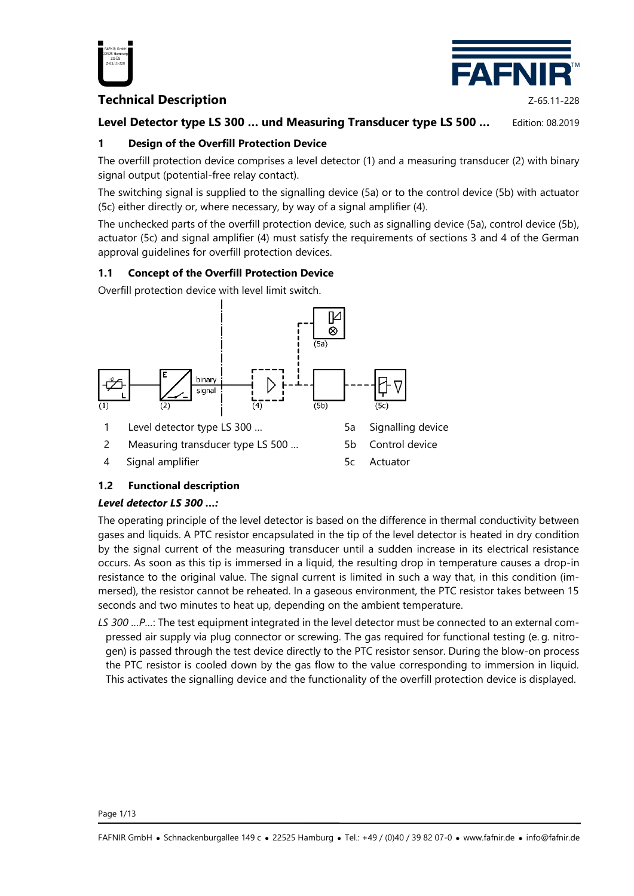# Technical Description

Z-65.11-228

**Level Detector type LS 300 … und Measuring Transducer type LS 500 …** Edition: 08.2019

## 1 Design of the Overfill Protection Device

The overfill protection device comprises a level detector (1) and a measuring transducer (2) with binary signal output (potential-free relay contact).

The switching signal is supplied to the signalling device (5a) or to the control device (5b) with actuator (5c) either directly or, where necessary, by way of a signal amplifier (4).

The unchecked parts of the overfill protection device, such as signalling device (5a), control device (5b), actuator (5c) and signal amplifier (4) must satisfy the requirements of sections 3 and 4 of the German approval guidelines for overfill protection devices.

### 1.1 Concept of the Overfill Protection Device

Overfill protection device with level limit switch.

binary signal

(1) (2) (4) (5a) (5b) (5c)

| | | | |
|---|---|---|---|
| 1 | Level detector type LS 300 … | 5a | Signalling device |
| 2 | Measuring transducer type LS 500 … | 5b | Control device |
| 4 | Signal amplifier | 5c | Actuator |

### 1.2 Functional description

***Level detector LS 300 …:***

The operating principle of the level detector is based on the difference in thermal conductivity between gases and liquids. A PTC resistor encapsulated in the tip of the level detector is heated in dry condition by the signal current of the measuring transducer until a sudden increase in its electrical resistance occurs. As soon as this tip is immersed in a liquid, the resulting drop in temperature causes a drop-in resistance to the original value. The signal current is limited in such a way that, in this condition (immersed), the resistor cannot be reheated. In a gaseous environment, the PTC resistor takes between 15 seconds and two minutes to heat up, depending on the ambient temperature.

*LS 300 …P…*: The test equipment integrated in the level detector must be connected to an external compressed air supply via plug connector or screwing. The gas required for functional testing (e. g. nitrogen) is passed through the test device directly to the PTC resistor sensor. During the blow-on process the PTC resistor is cooled down by the gas flow to the value corresponding to immersion in liquid. This activates the signalling device and the functionality of the overfill protection device is displayed.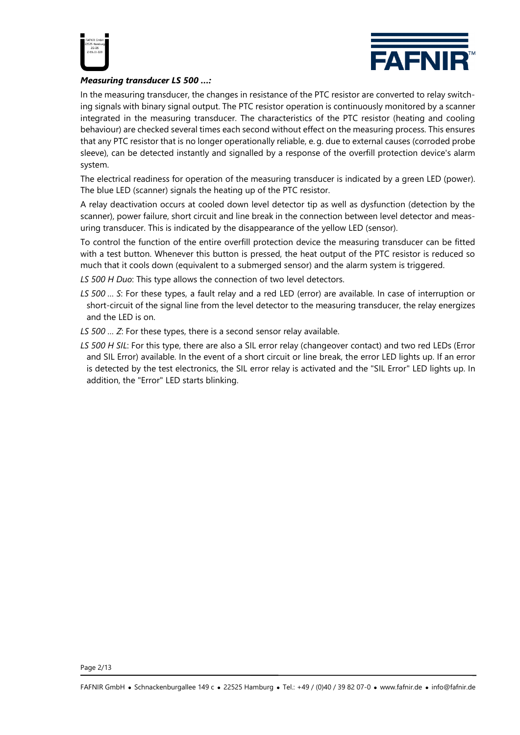***Measuring transducer LS 500 ...:***

In the measuring transducer, the changes in resistance of the PTC resistor are converted to relay switching signals with binary signal output. The PTC resistor operation is continuously monitored by a scanner integrated in the measuring transducer. The characteristics of the PTC resistor (heating and cooling behaviour) are checked several times each second without effect on the measuring process. This ensures that any PTC resistor that is no longer operationally reliable, e. g. due to external causes (corroded probe sleeve), can be detected instantly and signalled by a response of the overfill protection device's alarm system.

The electrical readiness for operation of the measuring transducer is indicated by a green LED (power). The blue LED (scanner) signals the heating up of the PTC resistor.

A relay deactivation occurs at cooled down level detector tip as well as dysfunction (detection by the scanner), power failure, short circuit and line break in the connection between level detector and measuring transducer. This is indicated by the disappearance of the yellow LED (sensor).

To control the function of the entire overfill protection device the measuring transducer can be fitted with a test button. Whenever this button is pressed, the heat output of the PTC resistor is reduced so much that it cools down (equivalent to a submerged sensor) and the alarm system is triggered.

*LS 500 H Duo*: This type allows the connection of two level detectors.

*LS 500 … S*: For these types, a fault relay and a red LED (error) are available. In case of interruption or short-circuit of the signal line from the level detector to the measuring transducer, the relay energizes and the LED is on.

*LS 500 … Z*: For these types, there is a second sensor relay available.

*LS 500 H SIL*: For this type, there are also a SIL error relay (changeover contact) and two red LEDs (Error and SIL Error) available. In the event of a short circuit or line break, the error LED lights up. If an error is detected by the test electronics, the SIL error relay is activated and the "SIL Error" LED lights up. In addition, the "Error" LED starts blinking.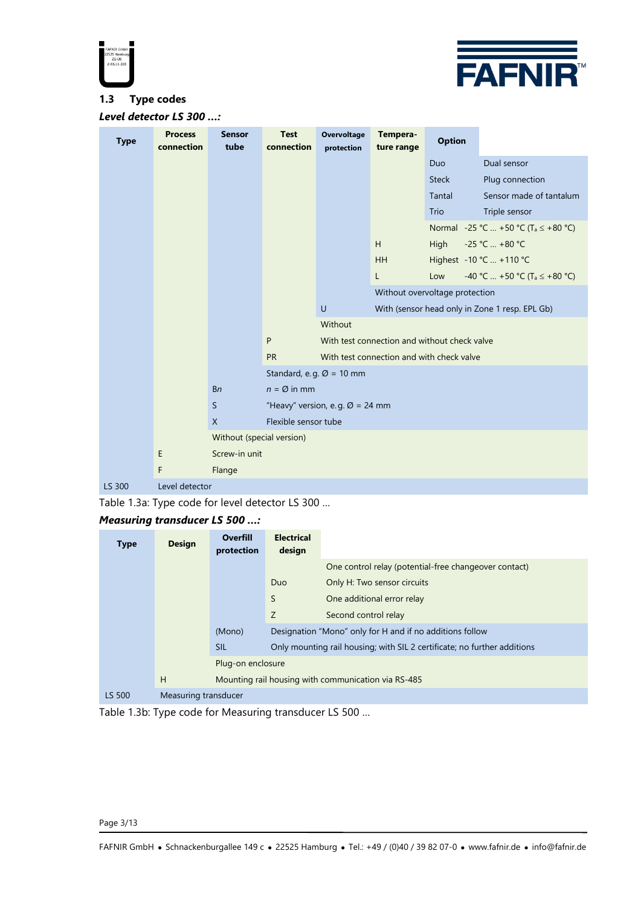## 1.3 Type codes

***Level detector LS 300 …:***

| Type | Process connection | Sensor tube | Test connection | Overvoltage protection | Tempera-ture range | Option | |
|---|---|---|---|---|---|---|---|
| | | | | | | Duo | Dual sensor |
| | | | | | | Steck | Plug connection |
| | | | | | | Tantal | Sensor made of tantalum |
| | | | | | | Trio | Triple sensor |
| | | | | | | Normal | -25 °C … +50 °C ($T_a \leq$ +80 °C) |
| | | | | | H | High | -25 °C … +80 °C |
| | | | | | HH | Highest | -10 °C … +110 °C |
| | | | | | L | Low | -40 °C … +50 °C ($T_a \leq$ +80 °C) |
| | | | | | Without overvoltage protection | | |
| | | | | U | With (sensor head only in Zone 1 resp. EPL Gb) | | |
| | | | | Without | | | |
| | | | P | With test connection and without check valve | | | |
| | | | PR | With test connection and with check valve | | | |
| | | | Standard, e.g. Ø = 10 mm | | | | |
| | | B*n* | *n* = Ø in mm | | | | |
| | | S | "Heavy" version, e.g. Ø = 24 mm | | | | |
| | | X | Flexible sensor tube | | | | |
| | | Without (special version) | | | | | |
| | E | Screw-in unit | | | | | |
| | F | Flange | | | | | |
| LS 300 | Level detector | | | | | | |

Table 1.3a: Type code for level detector LS 300 …

***Measuring transducer LS 500 …:***

| Type | Design | Overfill protection | Electrical design | |
|---|---|---|---|---|
| | | | | One control relay (potential-free changeover contact) |
| | | | Duo | Only H: Two sensor circuits |
| | | | S | One additional error relay |
| | | | Z | Second control relay |
| | | (Mono) | Designation "Mono" only for H and if no additions follow | |
| | | SIL | Only mounting rail housing; with SIL 2 certificate; no further additions | |
| | | Plug-on enclosure | | |
| | H | Mounting rail housing with communication via RS-485 | | |
| LS 500 | Measuring transducer | | | |

Table 1.3b: Type code for Measuring transducer LS 500 …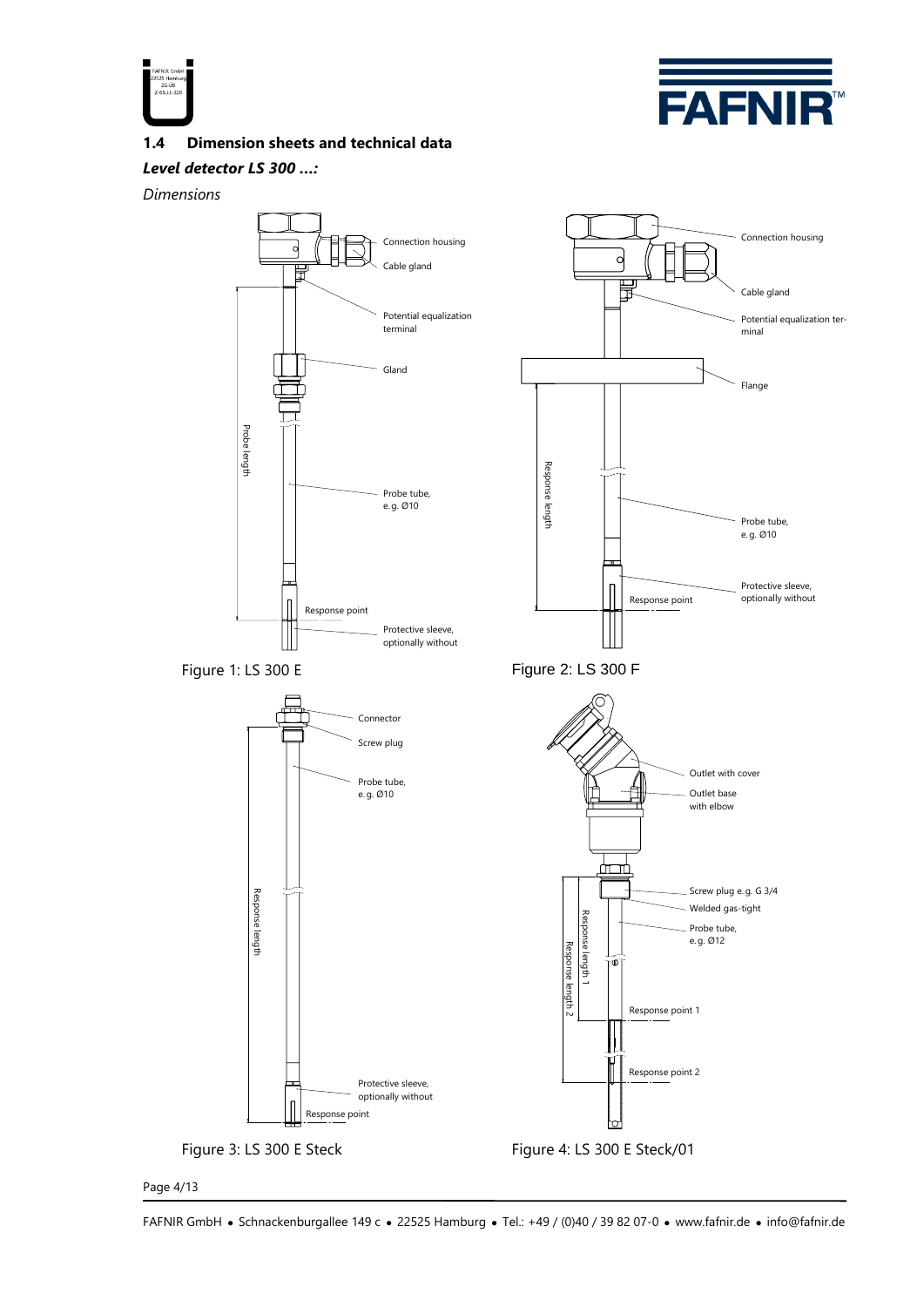## 1.4 Dimension sheets and technical data

***Level detector LS 300 ...:***

*Dimensions*

Connection housing

Cable gland

Potential equalization terminal

Gland

Probe length

Probe tube, e.g. Ø10

Response point

Protective sleeve, optionally without

Figure 1: LS 300 E

Connection housing

Cable gland

Potential equalization terminal

Flange

Response length

Probe tube, e.g. Ø10

Protective sleeve, optionally without

Response point

Figure 2: LS 300 F

Connector

Screw plug

Probe tube, e.g. Ø10

Response length

Protective sleeve, optionally without

Response point

Figure 3: LS 300 E Steck

Outlet with cover

Outlet base with elbow

Screw plug e.g. G 3/4

Welded gas-tight

Probe tube, e.g. Ø12

Response length 1

Response length 2

Response point 1

Response point 2

Figure 4: LS 300 E Steck/01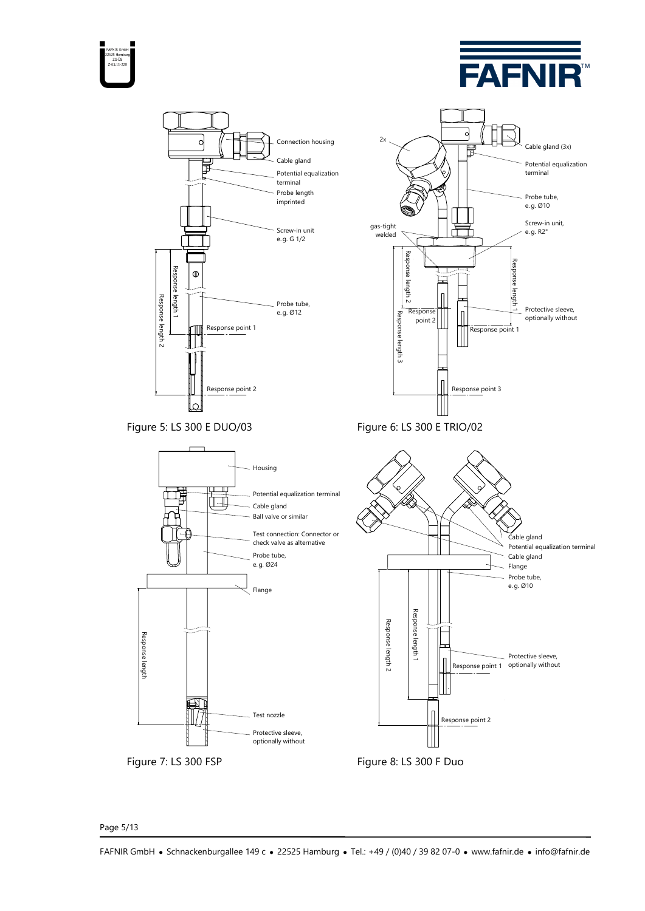Figure 5: LS 300 E DUO/03

Figure 6: LS 300 E TRIO/02

Figure 7: LS 300 FSP

Figure 8: LS 300 F Duo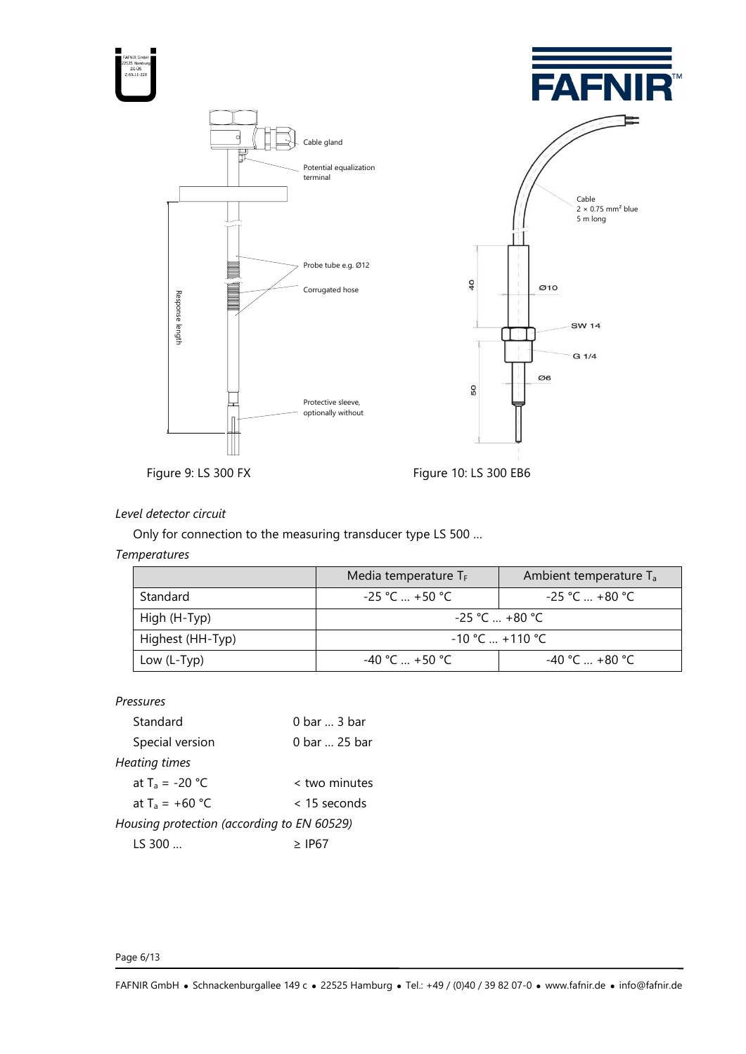Figure 9: LS 300 FX

Figure 10: LS 300 EB6

*Level detector circuit*

Only for connection to the measuring transducer type LS 500 …

*Temperatures*

| | Media temperature $T_F$ | Ambient temperature $T_a$ |
|---|---|---|
| Standard | -25 °C … +50 °C | -25 °C … +80 °C |
| High (H-Typ) | -25 °C … +80 °C | |
| Highest (HH-Typ) | -10 °C … +110 °C | |
| Low (L-Typ) | -40 °C … +50 °C | -40 °C … +80 °C |

*Pressures*

Standard 0 bar … 3 bar

Special version 0 bar … 25 bar

*Heating times*

at $T_a$ = -20 °C < two minutes

at $T_a$ = +60 °C < 15 seconds

*Housing protection (according to EN 60529)*

LS 300 … ≥ IP67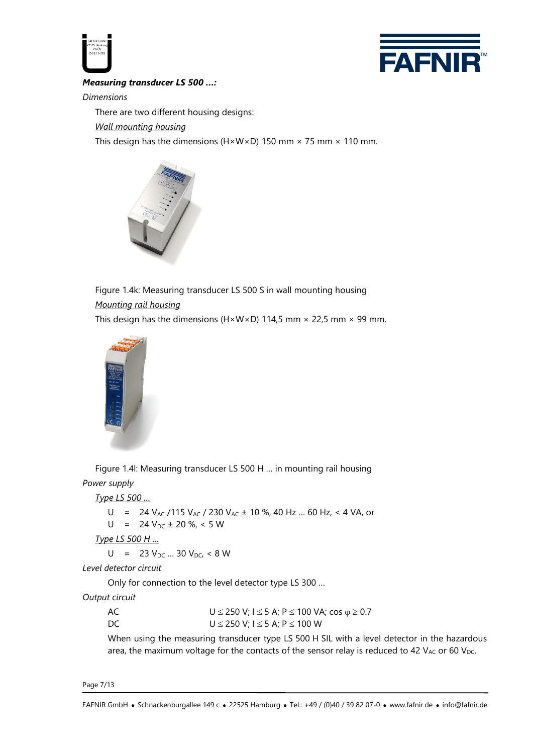***Measuring transducer LS 500 …:***

*Dimensions*

There are two different housing designs:

<u>*Wall mounting housing*</u>

This design has the dimensions (H×W×D) 150 mm × 75 mm × 110 mm.

Figure 1.4k: Measuring transducer LS 500 S in wall mounting housing

<u>*Mounting rail housing*</u>

This design has the dimensions (H×W×D) 114,5 mm × 22,5 mm × 99 mm.

Figure 1.4l: Measuring transducer LS 500 H … in mounting rail housing

*Power supply*

<u>*Type LS 500 …*</u>

U = 24 $V_{AC}$ /115 $V_{AC}$ / 230 $V_{AC}$ ± 10 %, 40 Hz … 60 Hz, < 4 VA, or

U = 24 $V_{DC}$ ± 20 %, < 5 W

<u>*Type LS 500 H …*</u>

U = 23 $V_{DC}$ … 30 $V_{DC}$, < 8 W

*Level detector circuit*

Only for connection to the level detector type LS 300 …

*Output circuit*

AC $U \leq 250$ V; $I \leq 5$ A; $P \leq 100$ VA; $\cos \varphi \geq 0.7$

DC $U \leq 250$ V; $I \leq 5$ A; $P \leq 100$ W

When using the measuring transducer type LS 500 H SIL with a level detector in the hazardous area, the maximum voltage for the contacts of the sensor relay is reduced to 42 $V_{AC}$ or 60 $V_{DC}$.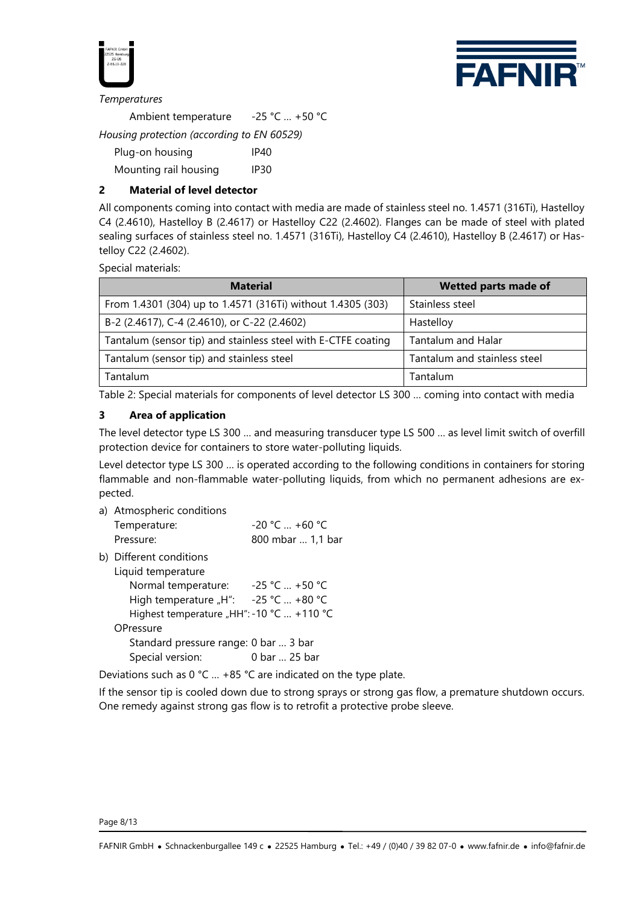*Temperatures*

Ambient temperature -25 °C … +50 °C

*Housing protection (according to EN 60529)*

Plug-on housing IP40

Mounting rail housing IP30

## 2 Material of level detector

All components coming into contact with media are made of stainless steel no. 1.4571 (316Ti), Hastelloy C4 (2.4610), Hastelloy B (2.4617) or Hastelloy C22 (2.4602). Flanges can be made of steel with plated sealing surfaces of stainless steel no. 1.4571 (316Ti), Hastelloy C4 (2.4610), Hastelloy B (2.4617) or Hastelloy C22 (2.4602).

Special materials:

| Material | Wetted parts made of |
|---|---|
| From 1.4301 (304) up to 1.4571 (316Ti) without 1.4305 (303) | Stainless steel |
| B-2 (2.4617), C-4 (2.4610), or C-22 (2.4602) | Hastelloy |
| Tantalum (sensor tip) and stainless steel with E-CTFE coating | Tantalum and Halar |
| Tantalum (sensor tip) and stainless steel | Tantalum and stainless steel |
| Tantalum | Tantalum |

Table 2: Special materials for components of level detector LS 300 … coming into contact with media

## 3 Area of application

The level detector type LS 300 … and measuring transducer type LS 500 … as level limit switch of overfill protection device for containers to store water-polluting liquids.

Level detector type LS 300 … is operated according to the following conditions in containers for storing flammable and non-flammable water-polluting liquids, from which no permanent adhesions are expected.

a) Atmospheric conditions
   - Temperature: -20 °C … +60 °C
   - Pressure: 800 mbar … 1,1 bar

b) Different conditions
   - Liquid temperature
     - Normal temperature: -25 °C … +50 °C
     - High temperature „H": -25 °C … +80 °C
     - Highest temperature „HH": -10 °C … +110 °C
   - OPressure
     - Standard pressure range: 0 bar … 3 bar
     - Special version: 0 bar … 25 bar

Deviations such as 0 °C … +85 °C are indicated on the type plate.

If the sensor tip is cooled down due to strong sprays or strong gas flow, a premature shutdown occurs. One remedy against strong gas flow is to retrofit a protective probe sleeve.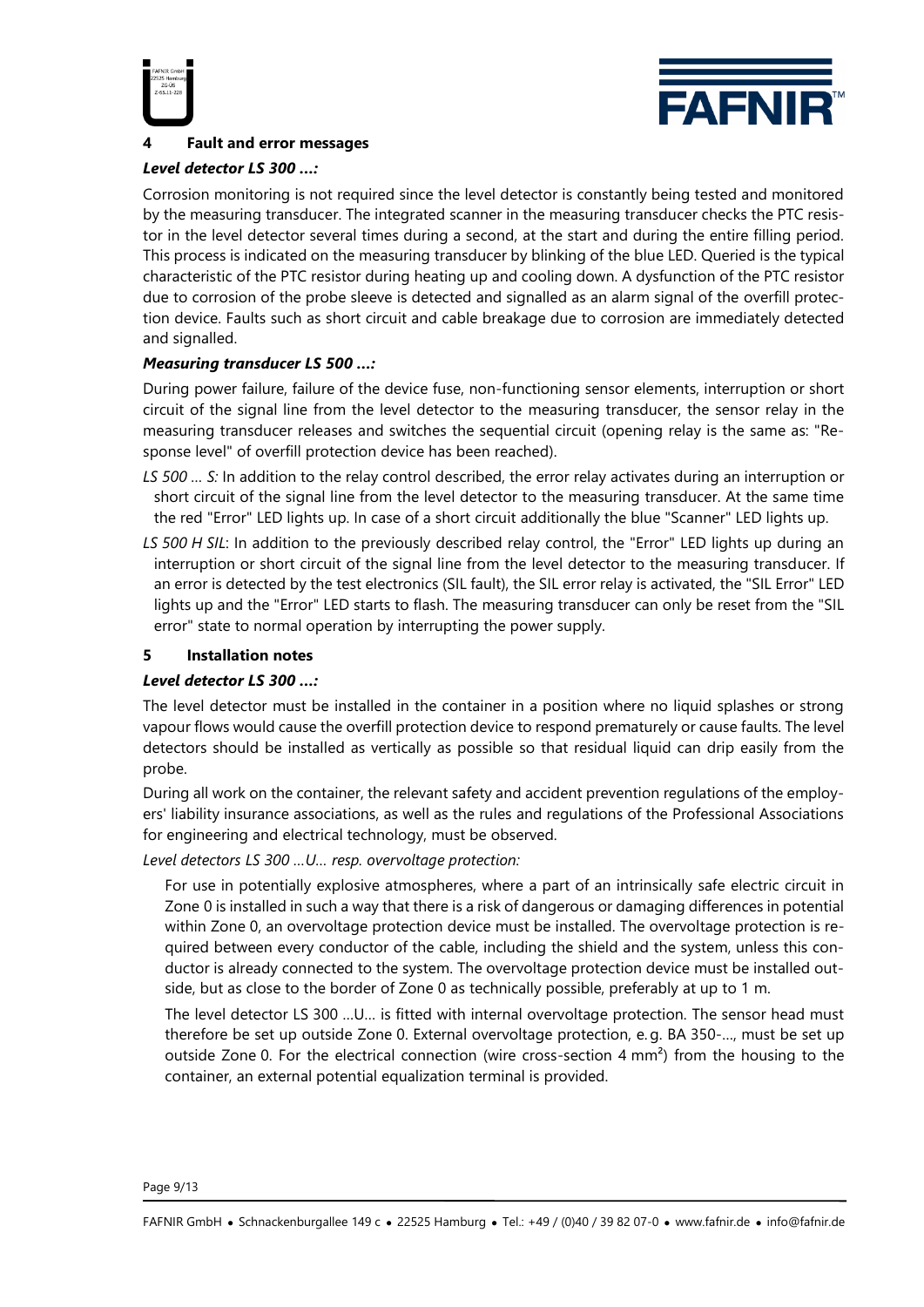## 4 Fault and error messages

***Level detector LS 300 …:***

Corrosion monitoring is not required since the level detector is constantly being tested and monitored by the measuring transducer. The integrated scanner in the measuring transducer checks the PTC resistor in the level detector several times during a second, at the start and during the entire filling period. This process is indicated on the measuring transducer by blinking of the blue LED. Queried is the typical characteristic of the PTC resistor during heating up and cooling down. A dysfunction of the PTC resistor due to corrosion of the probe sleeve is detected and signalled as an alarm signal of the overfill protection device. Faults such as short circuit and cable breakage due to corrosion are immediately detected and signalled.

***Measuring transducer LS 500 …:***

During power failure, failure of the device fuse, non-functioning sensor elements, interruption or short circuit of the signal line from the level detector to the measuring transducer, the sensor relay in the measuring transducer releases and switches the sequential circuit (opening relay is the same as: "Response level" of overfill protection device has been reached).

*LS 500 … S:* In addition to the relay control described, the error relay activates during an interruption or short circuit of the signal line from the level detector to the measuring transducer. At the same time the red "Error" LED lights up. In case of a short circuit additionally the blue "Scanner" LED lights up.

*LS 500 H SIL*: In addition to the previously described relay control, the "Error" LED lights up during an interruption or short circuit of the signal line from the level detector to the measuring transducer. If an error is detected by the test electronics (SIL fault), the SIL error relay is activated, the "SIL Error" LED lights up and the "Error" LED starts to flash. The measuring transducer can only be reset from the "SIL error" state to normal operation by interrupting the power supply.

## 5 Installation notes

***Level detector LS 300 …:***

The level detector must be installed in the container in a position where no liquid splashes or strong vapour flows would cause the overfill protection device to respond prematurely or cause faults. The level detectors should be installed as vertically as possible so that residual liquid can drip easily from the probe.

During all work on the container, the relevant safety and accident prevention regulations of the employers' liability insurance associations, as well as the rules and regulations of the Professional Associations for engineering and electrical technology, must be observed.

*Level detectors LS 300 …U… resp. overvoltage protection:*

For use in potentially explosive atmospheres, where a part of an intrinsically safe electric circuit in Zone 0 is installed in such a way that there is a risk of dangerous or damaging differences in potential within Zone 0, an overvoltage protection device must be installed. The overvoltage protection is required between every conductor of the cable, including the shield and the system, unless this conductor is already connected to the system. The overvoltage protection device must be installed outside, but as close to the border of Zone 0 as technically possible, preferably at up to 1 m.

The level detector LS 300 …U… is fitted with internal overvoltage protection. The sensor head must therefore be set up outside Zone 0. External overvoltage protection, e. g. BA 350-…, must be set up outside Zone 0. For the electrical connection (wire cross-section 4 mm²) from the housing to the container, an external potential equalization terminal is provided.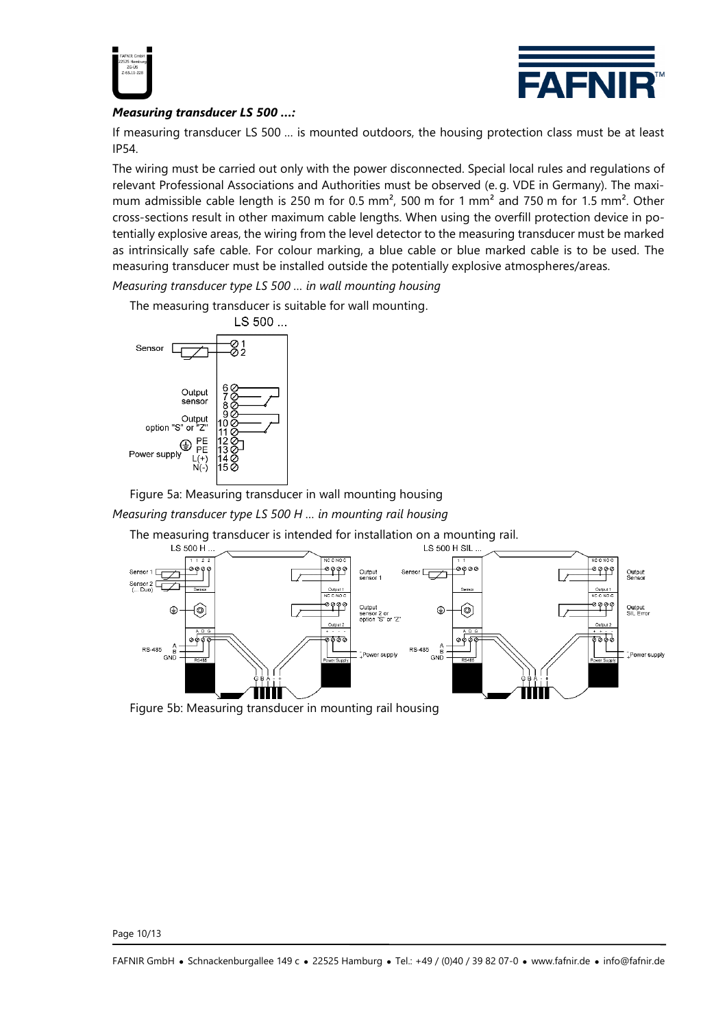***Measuring transducer LS 500 …:***

If measuring transducer LS 500 … is mounted outdoors, the housing protection class must be at least IP54.

The wiring must be carried out only with the power disconnected. Special local rules and regulations of relevant Professional Associations and Authorities must be observed (e. g. VDE in Germany). The maximum admissible cable length is 250 m for 0.5 mm², 500 m for 1 mm² and 750 m for 1.5 mm². Other cross-sections result in other maximum cable lengths. When using the overfill protection device in potentially explosive areas, the wiring from the level detector to the measuring transducer must be marked as intrinsically safe cable. For colour marking, a blue cable or blue marked cable is to be used. The measuring transducer must be installed outside the potentially explosive atmospheres/areas.

*Measuring transducer type LS 500 … in wall mounting housing*

The measuring transducer is suitable for wall mounting.

Figure 5a: Measuring transducer in wall mounting housing

*Measuring transducer type LS 500 H … in mounting rail housing*

The measuring transducer is intended for installation on a mounting rail.

Figure 5b: Measuring transducer in mounting rail housing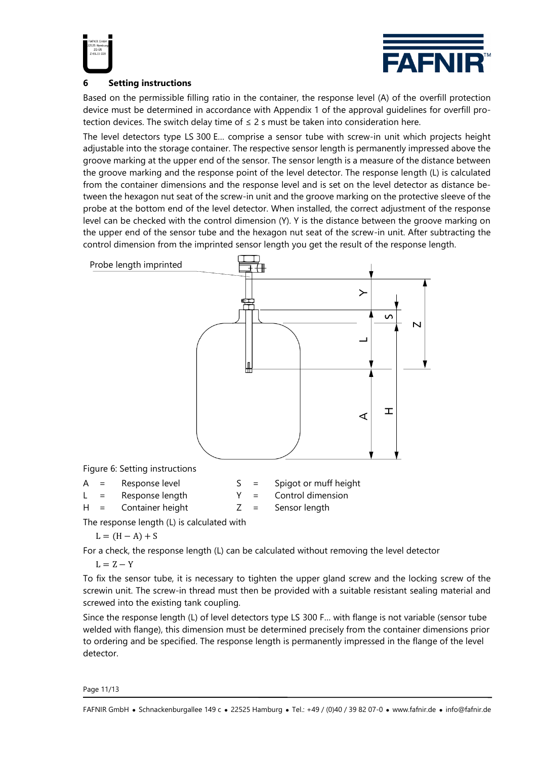## 6 Setting instructions

Based on the permissible filling ratio in the container, the response level (A) of the overfill protection device must be determined in accordance with Appendix 1 of the approval guidelines for overfill protection devices. The switch delay time of ≤ 2 s must be taken into consideration here.

The level detectors type LS 300 E... comprise a sensor tube with screw-in unit which projects height adjustable into the storage container. The respective sensor length is permanently impressed above the groove marking at the upper end of the sensor. The sensor length is a measure of the distance between the groove marking and the response point of the level detector. The response length (L) is calculated from the container dimensions and the response level and is set on the level detector as distance between the hexagon nut seat of the screw-in unit and the groove marking on the protective sleeve of the probe at the bottom end of the level detector. When installed, the correct adjustment of the response level can be checked with the control dimension (Y). Y is the distance between the groove marking on the upper end of the sensor tube and the hexagon nut seat of the screw-in unit. After subtracting the control dimension from the imprinted sensor length you get the result of the response length.

Probe length imprinted

Figure 6: Setting instructions

| | | | | | |
|---|---|---|---|---|---|
| A | = | Response level | S | = | Spigot or muff height |
| L | = | Response length | Y | = | Control dimension |
| H | = | Container height | Z | = | Sensor length |

The response length (L) is calculated with

$$L = (H - A) + S$$

For a check, the response length (L) can be calculated without removing the level detector

$$L = Z - Y$$

To fix the sensor tube, it is necessary to tighten the upper gland screw and the locking screw of the screwin unit. The screw-in thread must then be provided with a suitable resistant sealing material and screwed into the existing tank coupling.

Since the response length (L) of level detectors type LS 300 F... with flange is not variable (sensor tube welded with flange), this dimension must be determined precisely from the container dimensions prior to ordering and be specified. The response length is permanently impressed in the flange of the level detector.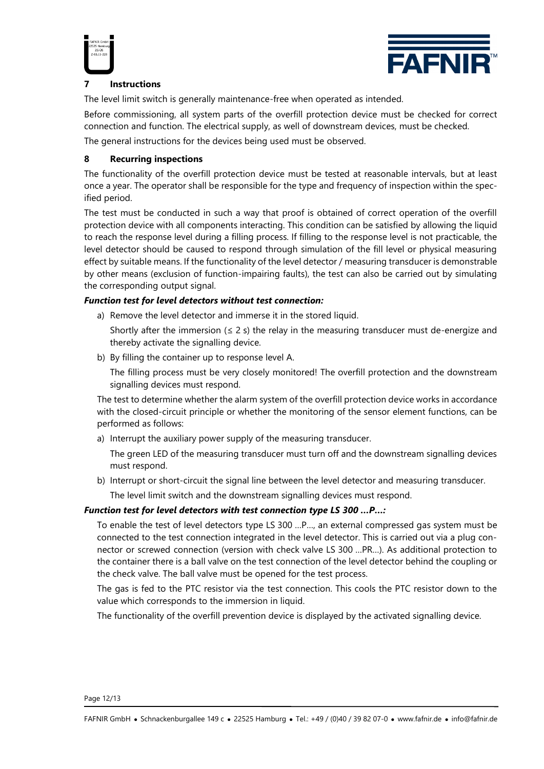## 7 Instructions

The level limit switch is generally maintenance-free when operated as intended.

Before commissioning, all system parts of the overfill protection device must be checked for correct connection and function. The electrical supply, as well of downstream devices, must be checked.

The general instructions for the devices being used must be observed.

## 8 Recurring inspections

The functionality of the overfill protection device must be tested at reasonable intervals, but at least once a year. The operator shall be responsible for the type and frequency of inspection within the specified period.

The test must be conducted in such a way that proof is obtained of correct operation of the overfill protection device with all components interacting. This condition can be satisfied by allowing the liquid to reach the response level during a filling process. If filling to the response level is not practicable, the level detector should be caused to respond through simulation of the fill level or physical measuring effect by suitable means. If the functionality of the level detector / measuring transducer is demonstrable by other means (exclusion of function-impairing faults), the test can also be carried out by simulating the corresponding output signal.

***Function test for level detectors without test connection:***

a) Remove the level detector and immerse it in the stored liquid.

   Shortly after the immersion ($\leq$ 2 s) the relay in the measuring transducer must de-energize and thereby activate the signalling device.

b) By filling the container up to response level A.

   The filling process must be very closely monitored! The overfill protection and the downstream signalling devices must respond.

The test to determine whether the alarm system of the overfill protection device works in accordance with the closed-circuit principle or whether the monitoring of the sensor element functions, can be performed as follows:

a) Interrupt the auxiliary power supply of the measuring transducer.

   The green LED of the measuring transducer must turn off and the downstream signalling devices must respond.

b) Interrupt or short-circuit the signal line between the level detector and measuring transducer.

   The level limit switch and the downstream signalling devices must respond.

***Function test for level detectors with test connection type LS 300 …P…:***

To enable the test of level detectors type LS 300 …P…, an external compressed gas system must be connected to the test connection integrated in the level detector. This is carried out via a plug connector or screwed connection (version with check valve LS 300 …PR…). As additional protection to the container there is a ball valve on the test connection of the level detector behind the coupling or the check valve. The ball valve must be opened for the test process.

The gas is fed to the PTC resistor via the test connection. This cools the PTC resistor down to the value which corresponds to the immersion in liquid.

The functionality of the overfill prevention device is displayed by the activated signalling device.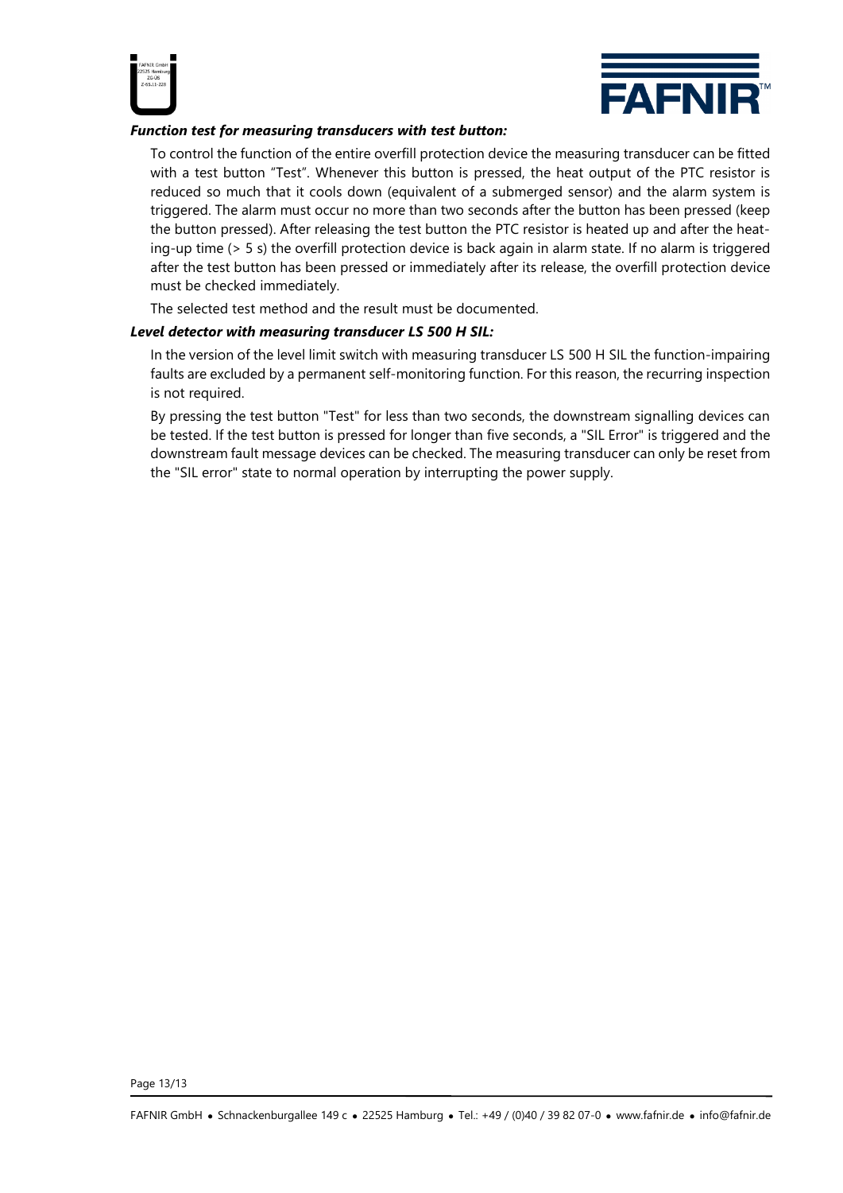***Function test for measuring transducers with test button:***

To control the function of the entire overfill protection device the measuring transducer can be fitted with a test button "Test". Whenever this button is pressed, the heat output of the PTC resistor is reduced so much that it cools down (equivalent of a submerged sensor) and the alarm system is triggered. The alarm must occur no more than two seconds after the button has been pressed (keep the button pressed). After releasing the test button the PTC resistor is heated up and after the heating-up time (> 5 s) the overfill protection device is back again in alarm state. If no alarm is triggered after the test button has been pressed or immediately after its release, the overfill protection device must be checked immediately.

The selected test method and the result must be documented.

***Level detector with measuring transducer LS 500 H SIL:***

In the version of the level limit switch with measuring transducer LS 500 H SIL the function-impairing faults are excluded by a permanent self-monitoring function. For this reason, the recurring inspection is not required.

By pressing the test button "Test" for less than two seconds, the downstream signalling devices can be tested. If the test button is pressed for longer than five seconds, a "SIL Error" is triggered and the downstream fault message devices can be checked. The measuring transducer can only be reset from the "SIL error" state to normal operation by interrupting the power supply.